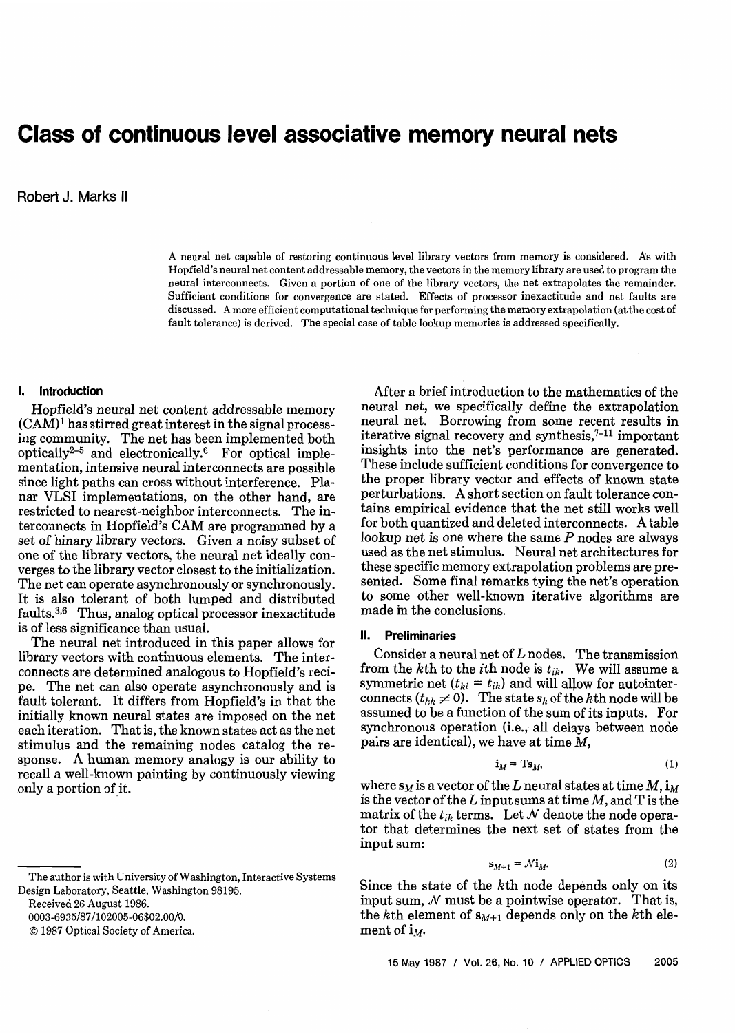# Class of continuous level associative memory neural nets

Robert J. Marks II

A neural net capable of restoring continuous level library vectors from memory is considered. As with Hopfield's neural net content addressable memory, the vectors in the memory library are used to program the neural interconnects. Given a portion of one of the library vectors, the net extrapolates the remainder. Sufficient conditions for convergence are stated. Effects of processor inexactitude and net faults are discussed. A more efficient computational technique for performing the memory extrapolation (at the cost of fault tolerance) is derived. The special case of table lookup memories is addressed specifically.

## I. Introduction

Hopfield's neural net content addressable memory (CAM)[1] has stirred great interest in the signal processing community. The net has been implemented both optically[2-5] and electronically.[6] For optical implementation, intensive neural interconnects are possible since light paths can cross without interference. Planar VLSI implementations, on the other hand, are restricted to nearest-neighbor interconnects. The interconnects in Hopfield's CAM are programmed by a set of binary library vectors. Given a noisy subset of one of the library vectors, the neural net ideally converges to the library vector closest to the initialization. The net can operate asynchronously or synchronously. It is also tolerant of both lumped and distributed faults.[3,6] Thus, analog optical processor inexactitude is of less significance than usual.

The neural net introduced in this paper allows for library vectors with continuous elements. The interconnects are determined analogous to Hopfield's recipe. The net can also operate asynchronously and is fault tolerant. It differs from Hopfield's in that the initially known neural states are imposed on the net each iteration. That is, the known states act as the net stimulus and the remaining nodes catalog the response. A human memory analogy is our ability to recall a well-known painting by continuously viewing only a portion of it.

After a brief introduction to the mathematics of the neural net, we specifically define the extrapolation neural net. Borrowing from some recent results in iterative signal recovery and synthesis,[7-11] important insights into the net's performance are generated. These include sufficient conditions for convergence to the proper library vector and effects of known state perturbations. A short section on fault tolerance contains empirical evidence that the net still works well for both quantized and deleted interconnects. A table lookup net is one where the same $P$ nodes are always used as the net stimulus. Neural net architectures for these specific memory extrapolation problems are presented. Some final remarks tying the net's operation to some other well-known iterative algorithms are made in the conclusions.

## II. Preliminaries

Consider a neural net of $L$ nodes. The transmission from the $k$th to the $i$th node is $t_{ik}$. We will assume a symmetric net ($t_{ki} = t_{ik}$) and will allow for autointerconnects ($t_{kk} \neq 0$). The state $s_k$ of the $k$th node will be assumed to be a function of the sum of its inputs. For synchronous operation (i.e., all delays between node pairs are identical), we have at time $M$,

$$\mathbf{i}_M = \mathbf{T}\mathbf{s}_M, \tag{1}$$

where $\mathbf{s}_M$ is a vector of the $L$ neural states at time $M$, $\mathbf{i}_M$ is the vector of the $L$ input sums at time $M$, and $\mathbf{T}$ is the matrix of the $t_{ik}$ terms. Let $\mathcal{N}$ denote the node operator that determines the next set of states from the input sum:

$$\mathbf{s}_{M+1} = \mathcal{N}\mathbf{i}_M. \tag{2}$$

Since the state of the $k$th node depends only on its input sum, $\mathcal{N}$ must be a pointwise operator. That is, the $k$th element of $\mathbf{s}_{M+1}$ depends only on the $k$th element of $\mathbf{i}_M$.

The author is with University of Washington, Interactive Systems Design Laboratory, Seattle, Washington 98195.

Received 26 August 1986.

0003-6935/87/102005-06$02.00/0.

© 1987 Optical Society of America.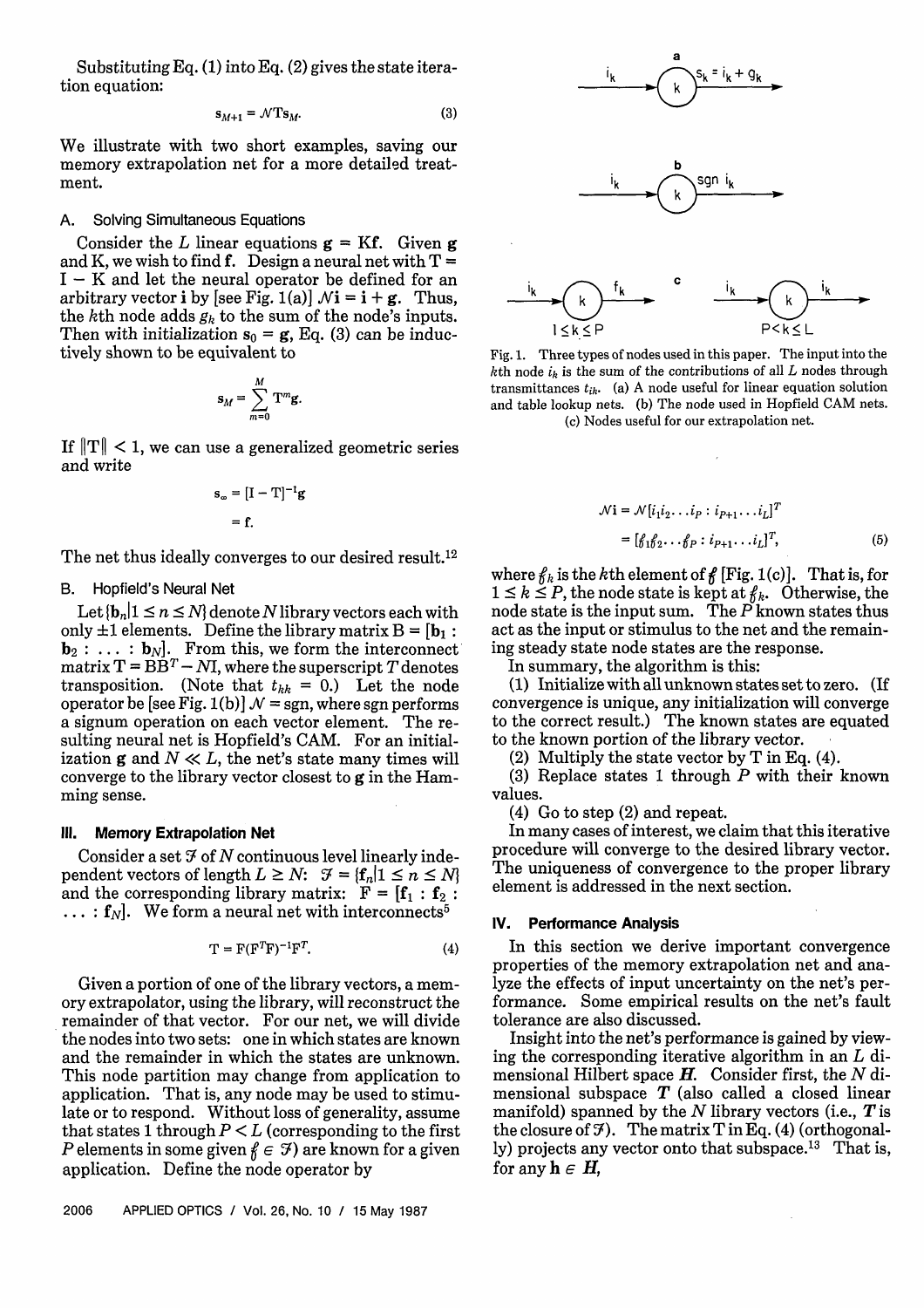Substituting Eq. (1) into Eq. (2) gives the state iteration equation:

$$\mathbf{s}_{M+1} = \mathcal{N}\mathbf{T}\mathbf{s}_M. \tag{3}$$

We illustrate with two short examples, saving our memory extrapolation net for a more detailed treatment.

### A. Solving Simultaneous Equations

Consider the $L$ linear equations $\mathbf{g} = \mathbf{K}\mathbf{f}$. Given $\mathbf{g}$ and K, we wish to find $\mathbf{f}$. Design a neural net with $\mathbf{T} = \mathbf{I} - \mathbf{K}$ and let the neural operator be defined for an arbitrary vector $\mathbf{i}$ by [see Fig. 1(a)] $\mathcal{N}\mathbf{i} = \mathbf{i} + \mathbf{g}$. Thus, the $k$th node adds $g_k$ to the sum of the node's inputs. Then with initialization $\mathbf{s}_0 = \mathbf{g}$, Eq. (3) can be inductively shown to be equivalent to

$$\mathbf{s}_M = \sum_{m=0}^{M} \mathbf{T}^m \mathbf{g}.$$

If $\|\mathbf{T}\| < 1$, we can use a generalized geometric series and write

$$\mathbf{s}_\infty = [\mathbf{I} - \mathbf{T}]^{-1}\mathbf{g} = \mathbf{f}.$$

The net thus ideally converges to our desired result.[12]

### B. Hopfield's Neural Net

Let $\{\mathbf{b}_n | 1 \le n \le N\}$ denote $N$ library vectors each with only $\pm 1$ elements. Define the library matrix $\mathbf{B} = [\mathbf{b}_1 : \mathbf{b}_2 : \ldots : \mathbf{b}_N]$. From this, we form the interconnect matrix $\mathbf{T} = \mathbf{B}\mathbf{B}^T - N\mathbf{I}$, where the superscript $T$ denotes transposition. (Note that $t_{kk} = 0$.) Let the node operator be [see Fig. 1(b)] $\mathcal{N} = \mathrm{sgn}$, where sgn performs a signum operation on each vector element. The resulting neural net is Hopfield's CAM. For an initialization $\mathbf{g}$ and $N \ll L$, the net's state many times will converge to the library vector closest to $\mathbf{g}$ in the Hamming sense.

## III. Memory Extrapolation Net

Consider a set $\mathcal{F}$ of $N$ continuous level linearly independent vectors of length $L \ge N$: $\mathcal{F} = \{\mathbf{f}_n | 1 \le n \le N\}$ and the corresponding library matrix: $\mathbf{F} = [\mathbf{f}_1 : \mathbf{f}_2 : \ldots : \mathbf{f}_N]$. We form a neural net with interconnects[5]

$$\mathbf{T} = \mathbf{F}(\mathbf{F}^T\mathbf{F})^{-1}\mathbf{F}^T. \tag{4}$$

Given a portion of one of the library vectors, a memory extrapolator, using the library, will reconstruct the remainder of that vector. For our net, we will divide the nodes into two sets: one in which states are known and the remainder in which the states are unknown. This node partition may change from application to application. That is, any node may be used to stimulate or to respond. Without loss of generality, assume that states 1 through $P < L$ (corresponding to the first $P$ elements in some given $\boldsymbol{f} \in \mathcal{F}$) are known for a given application. Define the node operator by

$$\mathcal{N}\mathbf{i} = \mathcal{N}[i_1 i_2 \ldots i_P : i_{P+1} \ldots i_L]^T = [f_1 f_2 \ldots f_P : i_{P+1} \ldots i_L]^T, \tag{5}$$

where $f_k$ is the $k$th element of $\boldsymbol{f}$ [Fig. 1(c)]. That is, for $1 \le k \le P$, the node state is kept at $f_k$. Otherwise, the node state is the input sum. The $P$ known states thus act as the input or stimulus to the net and the remaining steady state node states are the response.

In summary, the algorithm is this:

(1) Initialize with all unknown states set to zero. (If convergence is unique, any initialization will converge to the correct result.) The known states are equated to the known portion of the library vector.

(2) Multiply the state vector by T in Eq. (4).

(3) Replace states 1 through $P$ with their known values.

(4) Go to step (2) and repeat.

In many cases of interest, we claim that this iterative procedure will converge to the desired library vector. The uniqueness of convergence to the proper library element is addressed in the next section.

Fig. 1. Three types of nodes used in this paper. The input into the $k$th node $i_k$ is the sum of the contributions of all $L$ nodes through transmittances $t_{ik}$. (a) A node useful for linear equation solution and table lookup nets. (b) The node used in Hopfield CAM nets. (c) Nodes useful for our extrapolation net.

## IV. Performance Analysis

In this section we derive important convergence properties of the memory extrapolation net and analyze the effects of input uncertainty on the net's performance. Some empirical results on the net's fault tolerance are also discussed.

Insight into the net's performance is gained by viewing the corresponding iterative algorithm in an $L$ dimensional Hilbert space $\boldsymbol{H}$. Consider first, the $N$ dimensional subspace $\boldsymbol{T}$ (also called a closed linear manifold) spanned by the $N$ library vectors (i.e., $\boldsymbol{T}$ is the closure of $\mathcal{F}$). The matrix T in Eq. (4) (orthogonally) projects any vector onto that subspace.[13] That is, for any $\mathbf{h} \in \boldsymbol{H}$,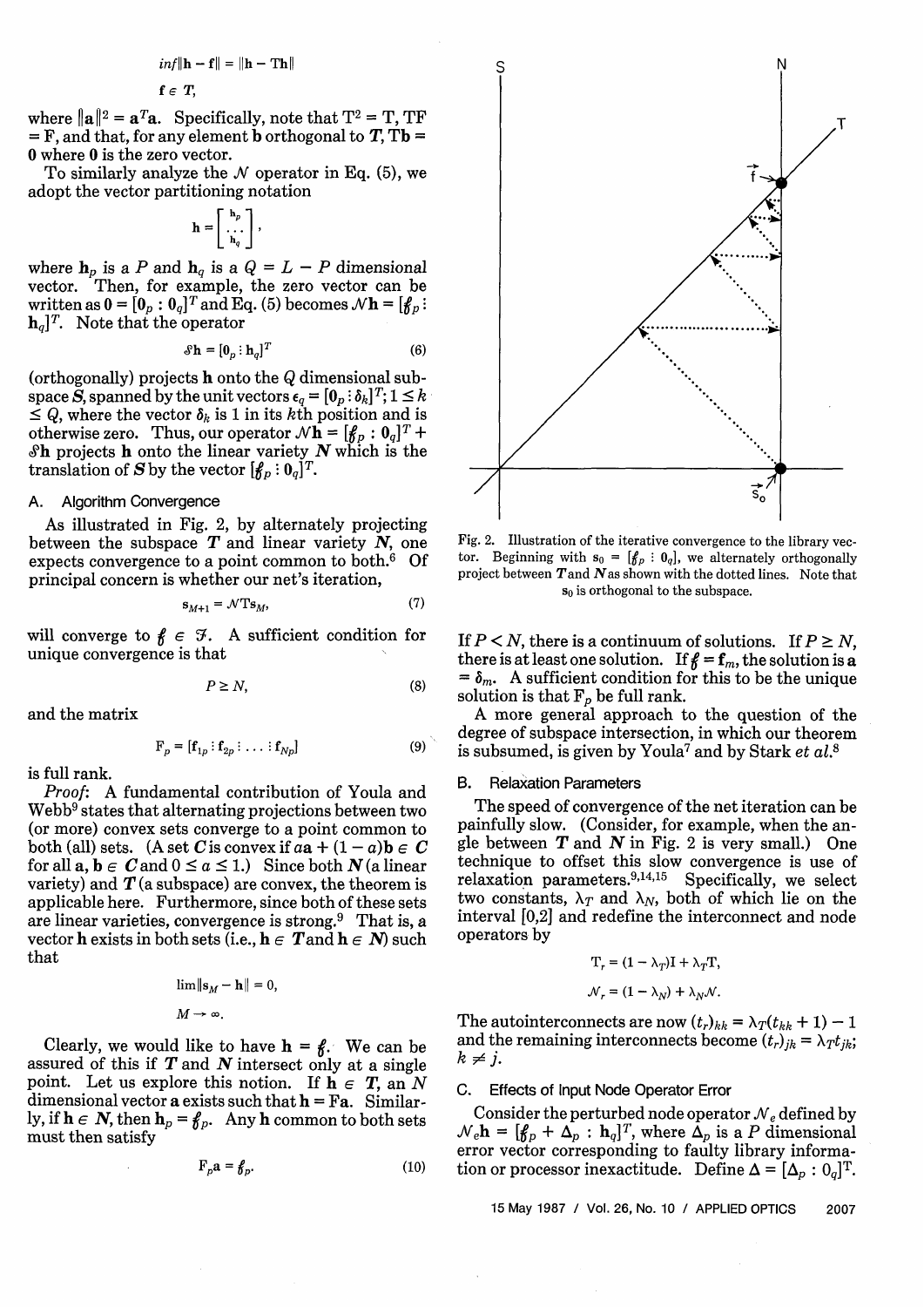$$\inf_{\mathbf{f} \in \mathbf{T}} \|\mathbf{h} - \mathbf{f}\| = \|\mathbf{h} - \mathrm{T}\mathbf{h}\|$$

where $\|\mathbf{a}\|^2 = \mathbf{a}^T\mathbf{a}$. Specifically, note that $\mathrm{T}^2 = \mathrm{T}$, $\mathrm{TF} = \mathrm{F}$, and that, for any element $\mathbf{b}$ orthogonal to $\boldsymbol{T}$, $\mathrm{T}\mathbf{b} = \mathbf{0}$ where $\mathbf{0}$ is the zero vector.

To similarly analyze the $\mathcal{N}$ operator in Eq. (5), we adopt the vector partitioning notation

$$\mathbf{h} = \begin{bmatrix} \mathbf{h}_p \\ \cdots \\ \mathbf{h}_q \end{bmatrix},$$

where $\mathbf{h}_p$ is a $P$ and $\mathbf{h}_q$ is a $Q = L - P$ dimensional vector. Then, for example, the zero vector can be written as $\mathbf{0} = [\mathbf{0}_p : \mathbf{0}_q]^T$ and Eq. (5) becomes $\mathcal{N}\mathbf{h} = [\boldsymbol{\ell}_p : \mathbf{h}_q]^T$. Note that the operator

$$\mathcal{S}\mathbf{h} = [\mathbf{0}_p : \mathbf{h}_q]^T \tag{6}$$

(orthogonally) projects $\mathbf{h}$ onto the $Q$ dimensional subspace $\boldsymbol{S}$, spanned by the unit vectors $\boldsymbol{\epsilon}_q = [\mathbf{0}_p : \boldsymbol{\delta}_k]^T; 1 \le k \le Q$, where the vector $\boldsymbol{\delta}_k$ is 1 in its $k$th position and is otherwise zero. Thus, our operator $\mathcal{N}\mathbf{h} = [\boldsymbol{\ell}_p : \mathbf{0}_q]^T + \mathcal{S}\mathbf{h}$ projects $\mathbf{h}$ onto the linear variety $\boldsymbol{N}$ which is the translation of $\boldsymbol{S}$ by the vector $[\boldsymbol{\ell}_p : \mathbf{0}_q]^T$.

### A. Algorithm Convergence

As illustrated in Fig. 2, by alternately projecting between the subspace $\boldsymbol{T}$ and linear variety $\boldsymbol{N}$, one expects convergence to a point common to both.[6] Of principal concern is whether our net's iteration,

$$\mathbf{s}_{M+1} = \mathcal{N}\mathrm{T}\mathbf{s}_M, \tag{7}$$

will converge to $\boldsymbol{\ell} \in \mathcal{F}$. A sufficient condition for unique convergence is that

$$P \ge N, \tag{8}$$

and the matrix

$$\mathrm{F}_p = [\mathbf{f}_{1p} \vdots \mathbf{f}_{2p} \vdots \ldots \vdots \mathbf{f}_{Np}] \tag{9}$$

is full rank.

*Proof*: A fundamental contribution of Youla and Webb[9] states that alternating projections between two (or more) convex sets converge to a point common to both (all) sets. (A set $\boldsymbol{C}$ is convex if $a\mathbf{a} + (1 - a)\mathbf{b} \in \boldsymbol{C}$ for all $\mathbf{a}, \mathbf{b} \in \boldsymbol{C}$ and $0 \le a \le 1$.) Since both $\boldsymbol{N}$ (a linear variety) and $\boldsymbol{T}$ (a subspace) are convex, the theorem is applicable here. Furthermore, since both of these sets are linear varieties, convergence is strong.[9] That is, a vector $\mathbf{h}$ exists in both sets (i.e., $\mathbf{h} \in \boldsymbol{T}$ and $\mathbf{h} \in \boldsymbol{N}$) such that

$$\lim_{M \to \infty} \|\mathbf{s}_M - \mathbf{h}\| = 0.$$

Clearly, we would like to have $\mathbf{h} = \boldsymbol{\ell}$. We can be assured of this if $\boldsymbol{T}$ and $\boldsymbol{N}$ intersect only at a single point. Let us explore this notion. If $\mathbf{h} \in \boldsymbol{T}$, an $N$ dimensional vector $\mathbf{a}$ exists such that $\mathbf{h} = \mathrm{F}\mathbf{a}$. Similarly, if $\mathbf{h} \in \boldsymbol{N}$, then $\mathbf{h}_p = \boldsymbol{\ell}_p$. Any $\mathbf{h}$ common to both sets must then satisfy

$$\mathrm{F}_p\mathbf{a} = \boldsymbol{\ell}_p. \tag{10}$$

Fig. 2. Illustration of the iterative convergence to the library vector. Beginning with $\mathbf{s}_0 = [\boldsymbol{\ell}_p : \mathbf{0}_q]$, we alternately orthogonally project between $\boldsymbol{T}$ and $\boldsymbol{N}$ as shown with the dotted lines. Note that $\mathbf{s}_0$ is orthogonal to the subspace.

If $P < N$, there is a continuum of solutions. If $P \ge N$, there is at least one solution. If $\boldsymbol{\ell} = \mathbf{f}_m$, the solution is $\mathbf{a} = \boldsymbol{\delta}_m$. A sufficient condition for this to be the unique solution is that $\mathrm{F}_p$ be full rank.

A more general approach to the question of the degree of subspace intersection, in which our theorem is subsumed, is given by Youla[7] and by Stark *et al.*[8]

### B. Relaxation Parameters

The speed of convergence of the net iteration can be painfully slow. (Consider, for example, when the angle between $\boldsymbol{T}$ and $\boldsymbol{N}$ in Fig. 2 is very small.) One technique to offset this slow convergence is use of relaxation parameters.[9,14,15] Specifically, we select two constants, $\lambda_T$ and $\lambda_N$, both of which lie on the interval [0,2] and redefine the interconnect and node operators by

$$\mathrm{T}_r = (1 - \lambda_T)\mathrm{I} + \lambda_T\mathrm{T},$$

$$\mathcal{N}_r = (1 - \lambda_N) + \lambda_N\mathcal{N}.$$

The autointerconnects are now $(t_r)_{kk} = \lambda_T(t_{kk} + 1) - 1$ and the remaining interconnects become $(t_r)_{jk} = \lambda_T t_{jk}$; $k \ne j$.

### C. Effects of Input Node Operator Error

Consider the perturbed node operator $\mathcal{N}_e$ defined by $\mathcal{N}_e\mathbf{h} = [\boldsymbol{\ell}_p + \boldsymbol{\Delta}_p : \mathbf{h}_q]^T$, where $\boldsymbol{\Delta}_p$ is a $P$ dimensional error vector corresponding to faulty library information or processor inexactitude. Define $\boldsymbol{\Delta} = [\boldsymbol{\Delta}_p : \mathbf{0}_q]^T$.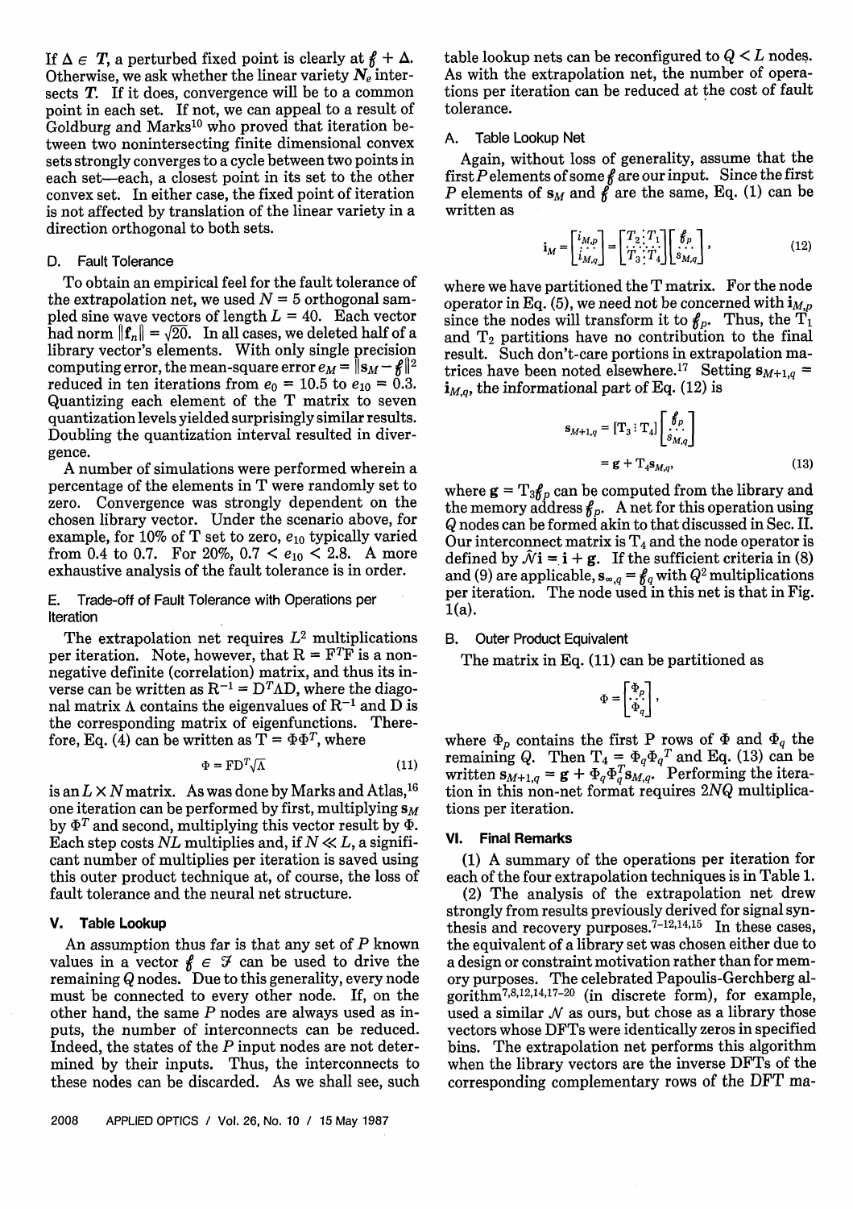If $\Delta \in \mathbf{T}$, a perturbed fixed point is clearly at $\not{f} + \Delta$. Otherwise, we ask whether the linear variety $\mathbf{N}_e$ intersects $\mathbf{T}$. If it does, convergence will be to a common point in each set. If not, we can appeal to a result of Goldburg and Marks[10] who proved that iteration between two nonintersecting finite dimensional convex sets strongly converges to a cycle between two points in each set—each, a closest point in its set to the other convex set. In either case, the fixed point of iteration is not affected by translation of the linear variety in a direction orthogonal to both sets.

### D. Fault Tolerance

To obtain an empirical feel for the fault tolerance of the extrapolation net, we used $N = 5$ orthogonal sampled sine wave vectors of length $L = 40$. Each vector had norm $\|\mathbf{f}_n\| = \sqrt{20}$. In all cases, we deleted half of a library vector's elements. With only single precision computing error, the mean-square error $e_M = \|\mathbf{s}_M - \not{f}\|^2$ reduced in ten iterations from $e_0 = 10.5$ to $e_{10} = 0.3$. Quantizing each element of the T matrix to seven quantization levels yielded surprisingly similar results. Doubling the quantization interval resulted in divergence.

A number of simulations were performed wherein a percentage of the elements in T were randomly set to zero. Convergence was strongly dependent on the chosen library vector. Under the scenario above, for example, for 10% of T set to zero, $e_{10}$ typically varied from 0.4 to 0.7. For 20%, $0.7 < e_{10} < 2.8$. A more exhaustive analysis of the fault tolerance is in order.

### E. Trade-off of Fault Tolerance with Operations per Iteration

The extrapolation net requires $L^2$ multiplications per iteration. Note, however, that $\mathrm{R} = \mathrm{F}^T\mathrm{F}$ is a nonnegative definite (correlation) matrix, and thus its inverse can be written as $\mathrm{R}^{-1} = \mathrm{D}^T\Lambda\mathrm{D}$, where the diagonal matrix $\Lambda$ contains the eigenvalues of $\mathrm{R}^{-1}$ and D is the corresponding matrix of eigenfunctions. Therefore, Eq. (4) can be written as $\mathrm{T} = \Phi\Phi^T$, where

$$\Phi = \mathrm{F}\mathrm{D}^T\sqrt{\Lambda} \tag{11}$$

is an $L \times N$ matrix. As was done by Marks and Atlas,[16] one iteration can be performed by first, multiplying $\mathbf{s}_M$ by $\Phi^T$ and second, multiplying this vector result by $\Phi$. Each step costs $NL$ multiplies and, if $N \ll L$, a significant number of multiplies per iteration is saved using this outer product technique at, of course, the loss of fault tolerance and the neural net structure.

## V. Table Lookup

An assumption thus far is that any set of $P$ known values in a vector $\not{f} \in \mathcal{F}$ can be used to drive the remaining $Q$ nodes. Due to this generality, every node must be connected to every other node. If, on the other hand, the same $P$ nodes are always used as inputs, the number of interconnects can be reduced. Indeed, the states of the $P$ input nodes are not determined by their inputs. Thus, the interconnects to these nodes can be discarded. As we shall see, such table lookup nets can be reconfigured to $Q < L$ nodes. As with the extrapolation net, the number of operations per iteration can be reduced at the cost of fault tolerance.

### A. Table Lookup Net

Again, without loss of generality, assume that the first $P$ elements of some $\not{f}$ are our input. Since the first $P$ elements of $\mathbf{s}_M$ and $\not{f}$ are the same, Eq. (1) can be written as

$$\mathbf{i}_M = \begin{bmatrix} i_{M,p} \\ \cdots \\ i_{M,q} \end{bmatrix} = \begin{bmatrix} T_2 \vdots T_1 \\ \cdots\cdots \\ T_3 \vdots T_4 \end{bmatrix} \begin{bmatrix} \not{f}_p \\ \cdots \\ s_{M,q} \end{bmatrix}, \tag{12}$$

where we have partitioned the T matrix. For the node operator in Eq. (5), we need not be concerned with $\mathbf{i}_{M,p}$ since the nodes will transform it to $\not{f}_p$. Thus, the $\mathrm{T}_1$ and $\mathrm{T}_2$ partitions have no contribution to the final result. Such don't-care portions in extrapolation matrices have been noted elsewhere.[17] Setting $\mathbf{s}_{M+1,q} = \mathbf{i}_{M,q}$, the informational part of Eq. (12) is

$$\begin{aligned} \mathbf{s}_{M+1,q} &= [\mathrm{T}_3 \vdots \mathrm{T}_4] \begin{bmatrix} \not{f}_p \\ \cdots \\ s_{M,q} \end{bmatrix} \\ &= \mathbf{g} + \mathrm{T}_4\mathbf{s}_{M,q}, \end{aligned} \tag{13}$$

where $\mathbf{g} = \mathrm{T}_3\not{f}_p$ can be computed from the library and the memory address $\not{f}_p$. A net for this operation using $Q$ nodes can be formed akin to that discussed in Sec. II. Our interconnect matrix is $\mathrm{T}_4$ and the node operator is defined by $\mathcal{N}\mathbf{i} = \mathbf{i} + \mathbf{g}$. If the sufficient criteria in (8) and (9) are applicable, $\mathbf{s}_{\infty,q} = \not{f}_q$ with $Q^2$ multiplications per iteration. The node used in this net is that in Fig. 1(a).

### B. Outer Product Equivalent

The matrix in Eq. (11) can be partitioned as

$$\Phi = \begin{bmatrix} \Phi_p \\ \cdots \\ \Phi_q \end{bmatrix},$$

where $\Phi_p$ contains the first P rows of $\Phi$ and $\Phi_q$ the remaining $Q$. Then $\mathrm{T}_4 = \Phi_q\Phi_q{}^T$ and Eq. (13) can be written $\mathbf{s}_{M+1,q} = \mathbf{g} + \Phi_q\Phi_q^T\mathbf{s}_{M,q}$. Performing the iteration in this non-net format requires $2NQ$ multiplications per iteration.

## VI. Final Remarks

(1) A summary of the operations per iteration for each of the four extrapolation techniques is in Table 1.

(2) The analysis of the extrapolation net drew strongly from results previously derived for signal synthesis and recovery purposes.[7-12,14,15] In these cases, the equivalent of a library set was chosen either due to a design or constraint motivation rather than for memory purposes. The celebrated Papoulis-Gerchberg algorithm[7,8,12,14,17-20] (in discrete form), for example, used a similar $\mathcal{N}$ as ours, but chose as a library those vectors whose DFTs were identically zeros in specified bins. The extrapolation net performs this algorithm when the library vectors are the inverse DFTs of the corresponding complementary rows of the DFT ma-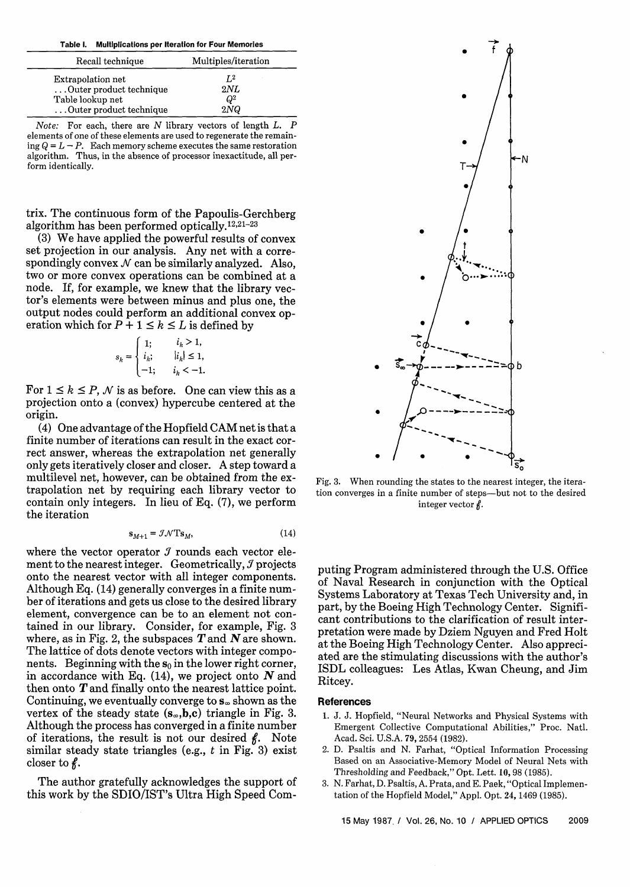**Table I. Multiplications per Iteration for Four Memories**

| Recall technique | Multiples/iteration |
|---|---|
| Extrapolation net | $L^2$ |
| . . . Outer product technique | $2NL$ |
| Table lookup net | $Q^2$ |
| . . . Outer product technique | $2NQ$ |

*Note:* For each, there are $N$ library vectors of length $L$. $P$ elements of one of these elements are used to regenerate the remaining $Q = L - P$. Each memory scheme executes the same restoration algorithm. Thus, in the absence of processor inexactitude, all perform identically.

trix. The continuous form of the Papoulis-Gerchberg algorithm has been performed optically.[12,21–23]

(3) We have applied the powerful results of convex set projection in our analysis. Any net with a correspondingly convex $\mathcal{N}$ can be similarly analyzed. Also, two or more convex operations can be combined at a node. If, for example, we knew that the library vector's elements were between minus and plus one, the output nodes could perform an additional convex operation which for $P + 1 \le k \le L$ is defined by

$$s_k = \begin{cases} 1; & i_k > 1, \\ i_k; & |i_k| \le 1, \\ -1; & i_k < -1. \end{cases}$$

For $1 \le k \le P$, $\mathcal{N}$ is as before. One can view this as a projection onto a (convex) hypercube centered at the origin.

(4) One advantage of the Hopfield CAM net is that a finite number of iterations can result in the exact correct answer, whereas the extrapolation net generally only gets iteratively closer and closer. A step toward a multilevel net, however, can be obtained from the extrapolation net by requiring each library vector to contain only integers. In lieu of Eq. (7), we perform the iteration

$$\mathbf{s}_{M+1} = \mathcal{I}\mathcal{N}\mathbf{T}\mathbf{s}_M, \tag{14}$$

where the vector operator $\mathcal{I}$ rounds each vector element to the nearest integer. Geometrically, $\mathcal{I}$ projects onto the nearest vector with all integer components. Although Eq. (14) generally converges in a finite number of iterations and gets us close to the desired library element, convergence can be to an element not contained in our library. Consider, for example, Fig. 3 where, as in Fig. 2, the subspaces $\boldsymbol{T}$ and $\boldsymbol{N}$ are shown. The lattice of dots denote vectors with integer components. Beginning with the $\mathbf{s}_0$ in the lower right corner, in accordance with Eq. (14), we project onto $\boldsymbol{N}$ and then onto $\boldsymbol{T}$ and finally onto the nearest lattice point. Continuing, we eventually converge to $\mathbf{s}_\infty$ shown as the vertex of the steady state ($\mathbf{s}_\infty$,**b**,**c**) triangle in Fig. 3. Although the process has converged in a finite number of iterations, the result is not our desired $\vec{f}$. Note similar steady state triangles (e.g., $t$ in Fig. 3) exist closer to $\vec{f}$.

The author gratefully acknowledges the support of this work by the SDIO/IST's Ultra High Speed Computing Program administered through the U.S. Office of Naval Research in conjunction with the Optical Systems Laboratory at Texas Tech University and, in part, by the Boeing High Technology Center. Significant contributions to the clarification of result interpretation were made by Dziem Nguyen and Fred Holt at the Boeing High Technology Center. Also appreciated are the stimulating discussions with the author's ISDL colleagues: Les Atlas, Kwan Cheung, and Jim Ritcey.

Fig. 3. When rounding the states to the nearest integer, the iteration converges in a finite number of steps—but not to the desired integer vector $\vec{f}$.

## References

1. J. J. Hopfield, "Neural Networks and Physical Systems with Emergent Collective Computational Abilities," Proc. Natl. Acad. Sci. U.S.A. 79, 2554 (1982).
2. D. Psaltis and N. Farhat, "Optical Information Processing Based on an Associative-Memory Model of Neural Nets with Thresholding and Feedback," Opt. Lett. 10, 98 (1985).
3. N. Farhat, D. Psaltis, A. Prata, and E. Paek, "Optical Implementation of the Hopfield Model," Appl. Opt. 24, 1469 (1985).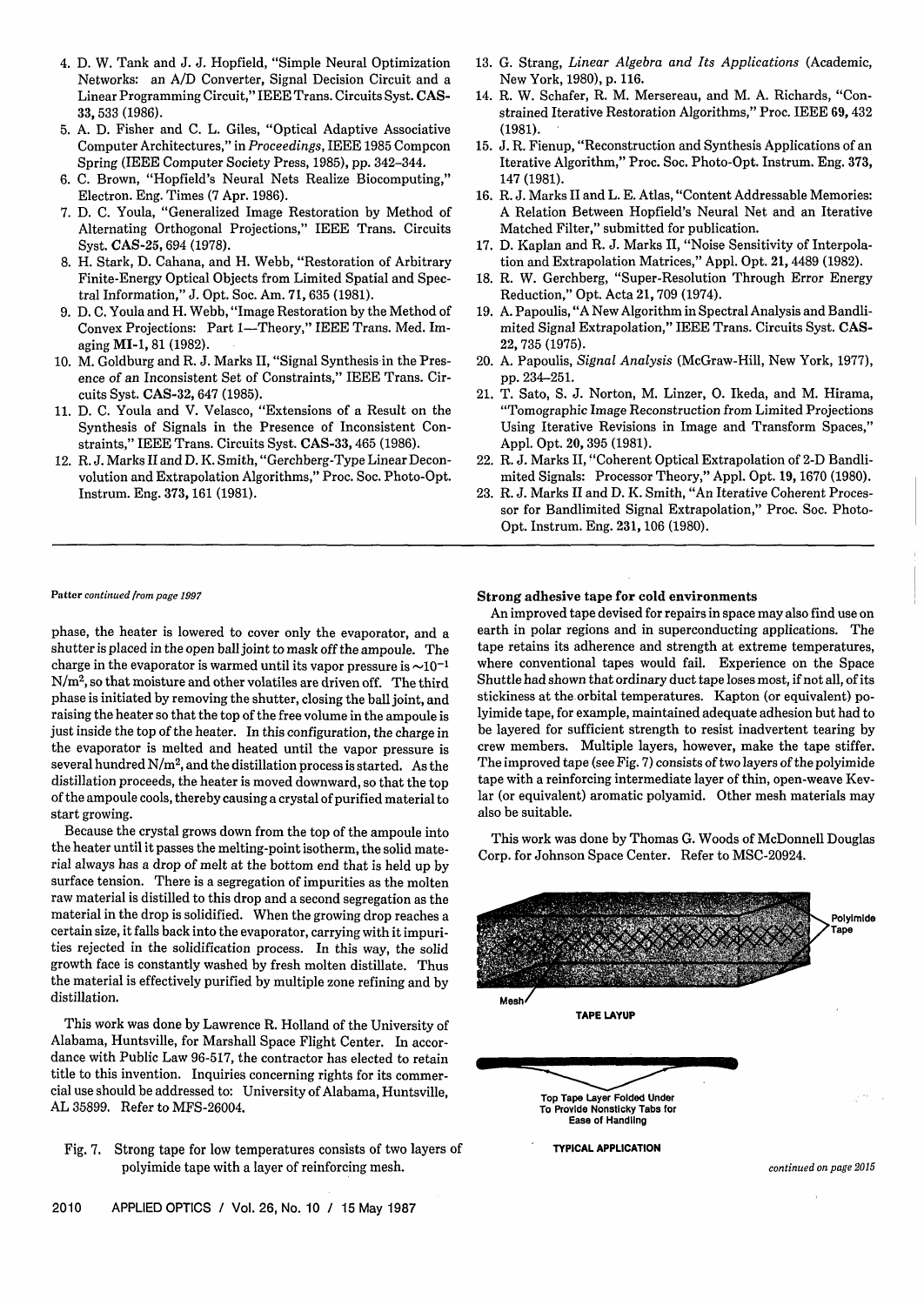4. D. W. Tank and J. J. Hopfield, "Simple Neural Optimization Networks: an A/D Converter, Signal Decision Circuit and a Linear Programming Circuit," IEEE Trans. Circuits Syst. CAS-33, 533 (1986).
5. A. D. Fisher and C. L. Giles, "Optical Adaptive Associative Computer Architectures," in *Proceedings*, IEEE 1985 Compcon Spring (IEEE Computer Society Press, 1985), pp. 342–344.
6. C. Brown, "Hopfield's Neural Nets Realize Biocomputing," Electron. Eng. Times (7 Apr. 1986).
7. D. C. Youla, "Generalized Image Restoration by Method of Alternating Orthogonal Projections," IEEE Trans. Circuits Syst. CAS-25, 694 (1978).
8. H. Stark, D. Cahana, and H. Webb, "Restoration of Arbitrary Finite-Energy Optical Objects from Limited Spatial and Spectral Information," J. Opt. Soc. Am. 71, 635 (1981).
9. D. C. Youla and H. Webb, "Image Restoration by the Method of Convex Projections: Part 1—Theory," IEEE Trans. Med. Imaging MI-1, 81 (1982).
10. M. Goldburg and R. J. Marks II, "Signal Synthesis in the Presence of an Inconsistent Set of Constraints," IEEE Trans. Circuits Syst. CAS-32, 647 (1985).
11. D. C. Youla and V. Velasco, "Extensions of a Result on the Synthesis of Signals in the Presence of Inconsistent Constraints," IEEE Trans. Circuits Syst. CAS-33, 465 (1986).
12. R. J. Marks II and D. K. Smith, "Gerchberg-Type Linear Deconvolution and Extrapolation Algorithms," Proc. Soc. Photo-Opt. Instrum. Eng. 373, 161 (1981).
13. G. Strang, *Linear Algebra and Its Applications* (Academic, New York, 1980), p. 116.
14. R. W. Schafer, R. M. Mersereau, and M. A. Richards, "Constrained Iterative Restoration Algorithms," Proc. IEEE 69, 432 (1981).
15. J. R. Fienup, "Reconstruction and Synthesis Applications of an Iterative Algorithm," Proc. Soc. Photo-Opt. Instrum. Eng. 373, 147 (1981).
16. R. J. Marks II and L. E. Atlas, "Content Addressable Memories: A Relation Between Hopfield's Neural Net and an Iterative Matched Filter," submitted for publication.
17. D. Kaplan and R. J. Marks II, "Noise Sensitivity of Interpolation and Extrapolation Matrices," Appl. Opt. 21, 4489 (1982).
18. R. W. Gerchberg, "Super-Resolution Through Error Energy Reduction," Opt. Acta 21, 709 (1974).
19. A. Papoulis, "A New Algorithm in Spectral Analysis and Bandlimited Signal Extrapolation," IEEE Trans. Circuits Syst. CAS-22, 735 (1975).
20. A. Papoulis, *Signal Analysis* (McGraw-Hill, New York, 1977), pp. 234–251.
21. T. Sato, S. J. Norton, M. Linzer, O. Ikeda, and M. Hirama, "Tomographic Image Reconstruction from Limited Projections Using Iterative Revisions in Image and Transform Spaces," Appl. Opt. 20, 395 (1981).
22. R. J. Marks II, "Coherent Optical Extrapolation of 2-D Bandlimited Signals: Processor Theory," Appl. Opt. 19, 1670 (1980).
23. R. J. Marks II and D. K. Smith, "An Iterative Coherent Processor for Bandlimited Signal Extrapolation," Proc. Soc. Photo-Opt. Instrum. Eng. 231, 106 (1980).

---

Patter *continued from page 1997*

phase, the heater is lowered to cover only the evaporator, and a shutter is placed in the open ball joint to mask off the ampoule. The charge in the evaporator is warmed until its vapor pressure is $\sim 10^{-1}$ $N/m^2$, so that moisture and other volatiles are driven off. The third phase is initiated by removing the shutter, closing the ball joint, and raising the heater so that the top of the free volume in the ampoule is just inside the top of the heater. In this configuration, the charge in the evaporator is melted and heated until the vapor pressure is several hundred $N/m^2$, and the distillation process is started. As the distillation proceeds, the heater is moved downward, so that the top of the ampoule cools, thereby causing a crystal of purified material to start growing.

Because the crystal grows down from the top of the ampoule into the heater until it passes the melting-point isotherm, the solid material always has a drop of melt at the bottom end that is held up by surface tension. There is a segregation of impurities as the molten raw material is distilled to this drop and a second segregation as the material in the drop is solidified. When the growing drop reaches a certain size, it falls back into the evaporator, carrying with it impurities rejected in the solidification process. In this way, the solid growth face is constantly washed by fresh molten distillate. Thus the material is effectively purified by multiple zone refining and by distillation.

This work was done by Lawrence R. Holland of the University of Alabama, Huntsville, for Marshall Space Flight Center. In accordance with Public Law 96-517, the contractor has elected to retain title to this invention. Inquiries concerning rights for its commercial use should be addressed to: University of Alabama, Huntsville, AL 35899. Refer to MFS-26004.

### Strong adhesive tape for cold environments

An improved tape devised for repairs in space may also find use on earth in polar regions and in superconducting applications. The tape retains its adherence and strength at extreme temperatures, where conventional tapes would fail. Experience on the Space Shuttle had shown that ordinary duct tape loses most, if not all, of its stickiness at the orbital temperatures. Kapton (or equivalent) polyimide tape, for example, maintained adequate adhesion but had to be layered for sufficient strength to resist inadvertent tearing by crew members. Multiple layers, however, make the tape stiffer. The improved tape (see Fig. 7) consists of two layers of the polyimide tape with a reinforcing intermediate layer of thin, open-weave Kevlar (or equivalent) aromatic polyamid. Other mesh materials may also be suitable.

This work was done by Thomas G. Woods of McDonnell Douglas Corp. for Johnson Space Center. Refer to MSC-20924.

Polyimide Tape

Mesh

TAPE LAYUP

Top Tape Layer Folded Under To Provide Nonsticky Tabs for Ease of Handling

TYPICAL APPLICATION

Fig. 7. Strong tape for low temperatures consists of two layers of polyimide tape with a layer of reinforcing mesh.

*continued on page 2015*